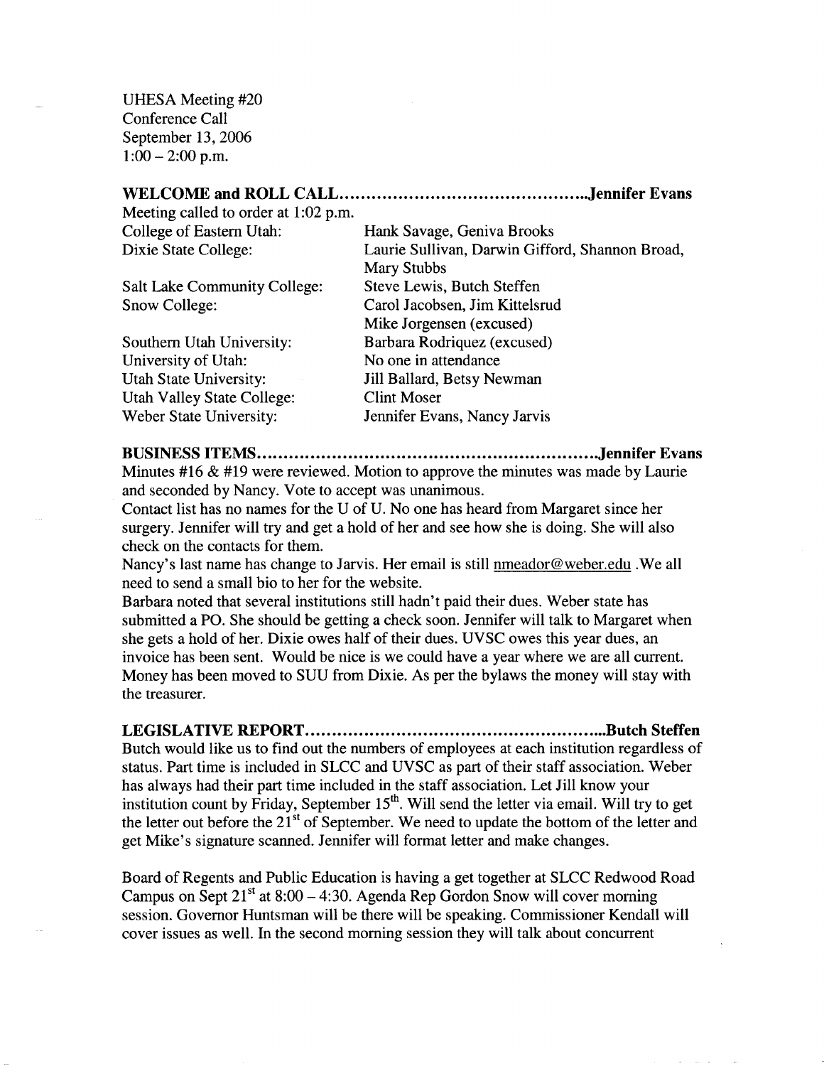UHESA Meeting #20
Conference Call
September 13, 2006
1:00 – 2:00 p.m.

**WELCOME and ROLL CALL.............................................Jennifer Evans**

Meeting called to order at 1:02 p.m.

| | |
|---|---|
| College of Eastern Utah: | Hank Savage, Geniva Brooks |
| Dixie State College: | Laurie Sullivan, Darwin Gifford, Shannon Broad, Mary Stubbs |
| Salt Lake Community College: | Steve Lewis, Butch Steffen |
| Snow College: | Carol Jacobsen, Jim Kittelsrud<br>Mike Jorgensen (excused) |
| Southern Utah University: | Barbara Rodriquez (excused) |
| University of Utah: | No one in attendance |
| Utah State University: | Jill Ballard, Betsy Newman |
| Utah Valley State College: | Clint Moser |
| Weber State University: | Jennifer Evans, Nancy Jarvis |

**BUSINESS ITEMS...........................................................Jennifer Evans**

Minutes #16 & #19 were reviewed. Motion to approve the minutes was made by Laurie and seconded by Nancy. Vote to accept was unanimous.

Contact list has no names for the U of U. No one has heard from Margaret since her surgery. Jennifer will try and get a hold of her and see how she is doing. She will also check on the contacts for them.

Nancy's last name has change to Jarvis. Her email is still nmeador@weber.edu .We all need to send a small bio to her for the website.

Barbara noted that several institutions still hadn't paid their dues. Weber state has submitted a PO. She should be getting a check soon. Jennifer will talk to Margaret when she gets a hold of her. Dixie owes half of their dues. UVSC owes this year dues, an invoice has been sent. Would be nice is we could have a year where we are all current. Money has been moved to SUU from Dixie. As per the bylaws the money will stay with the treasurer.

**LEGISLATIVE REPORT...................................................Butch Steffen**

Butch would like us to find out the numbers of employees at each institution regardless of status. Part time is included in SLCC and UVSC as part of their staff association. Weber has always had their part time included in the staff association. Let Jill know your institution count by Friday, September 15th. Will send the letter via email. Will try to get the letter out before the 21st of September. We need to update the bottom of the letter and get Mike's signature scanned. Jennifer will format letter and make changes.

Board of Regents and Public Education is having a get together at SLCC Redwood Road Campus on Sept 21st at 8:00 – 4:30. Agenda Rep Gordon Snow will cover morning session. Governor Huntsman will be there will be speaking. Commissioner Kendall will cover issues as well. In the second morning session they will talk about concurrent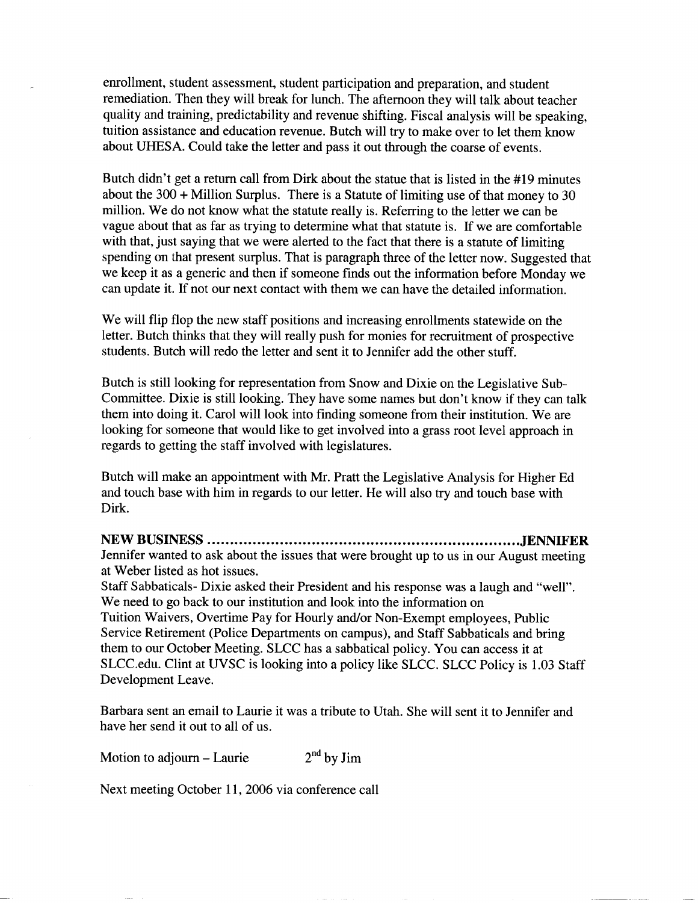enrollment, student assessment, student participation and preparation, and student remediation. Then they will break for lunch. The afternoon they will talk about teacher quality and training, predictability and revenue shifting. Fiscal analysis will be speaking, tuition assistance and education revenue. Butch will try to make over to let them know about UHESA. Could take the letter and pass it out through the coarse of events.

Butch didn't get a return call from Dirk about the statue that is listed in the #19 minutes about the 300 + Million Surplus. There is a Statute of limiting use of that money to 30 million. We do not know what the statute really is. Referring to the letter we can be vague about that as far as trying to determine what that statute is. If we are comfortable with that, just saying that we were alerted to the fact that there is a statute of limiting spending on that present surplus. That is paragraph three of the letter now. Suggested that we keep it as a generic and then if someone finds out the information before Monday we can update it. If not our next contact with them we can have the detailed information.

We will flip flop the new staff positions and increasing enrollments statewide on the letter. Butch thinks that they will really push for monies for recruitment of prospective students. Butch will redo the letter and sent it to Jennifer add the other stuff.

Butch is still looking for representation from Snow and Dixie on the Legislative Sub-Committee. Dixie is still looking. They have some names but don't know if they can talk them into doing it. Carol will look into finding someone from their institution. We are looking for someone that would like to get involved into a grass root level approach in regards to getting the staff involved with legislatures.

Butch will make an appointment with Mr. Pratt the Legislative Analysis for Higher Ed and touch base with him in regards to our letter. He will also try and touch base with Dirk.

**NEW BUSINESS ..................................................................JENNIFER**

Jennifer wanted to ask about the issues that were brought up to us in our August meeting at Weber listed as hot issues.

Staff Sabbaticals- Dixie asked their President and his response was a laugh and "well". We need to go back to our institution and look into the information on Tuition Waivers, Overtime Pay for Hourly and/or Non-Exempt employees, Public Service Retirement (Police Departments on campus), and Staff Sabbaticals and bring them to our October Meeting. SLCC has a sabbatical policy. You can access it at SLCC.edu. Clint at UVSC is looking into a policy like SLCC. SLCC Policy is 1.03 Staff Development Leave.

Barbara sent an email to Laurie it was a tribute to Utah. She will sent it to Jennifer and have her send it out to all of us.

Motion to adjourn – Laurie 2nd by Jim

Next meeting October 11, 2006 via conference call